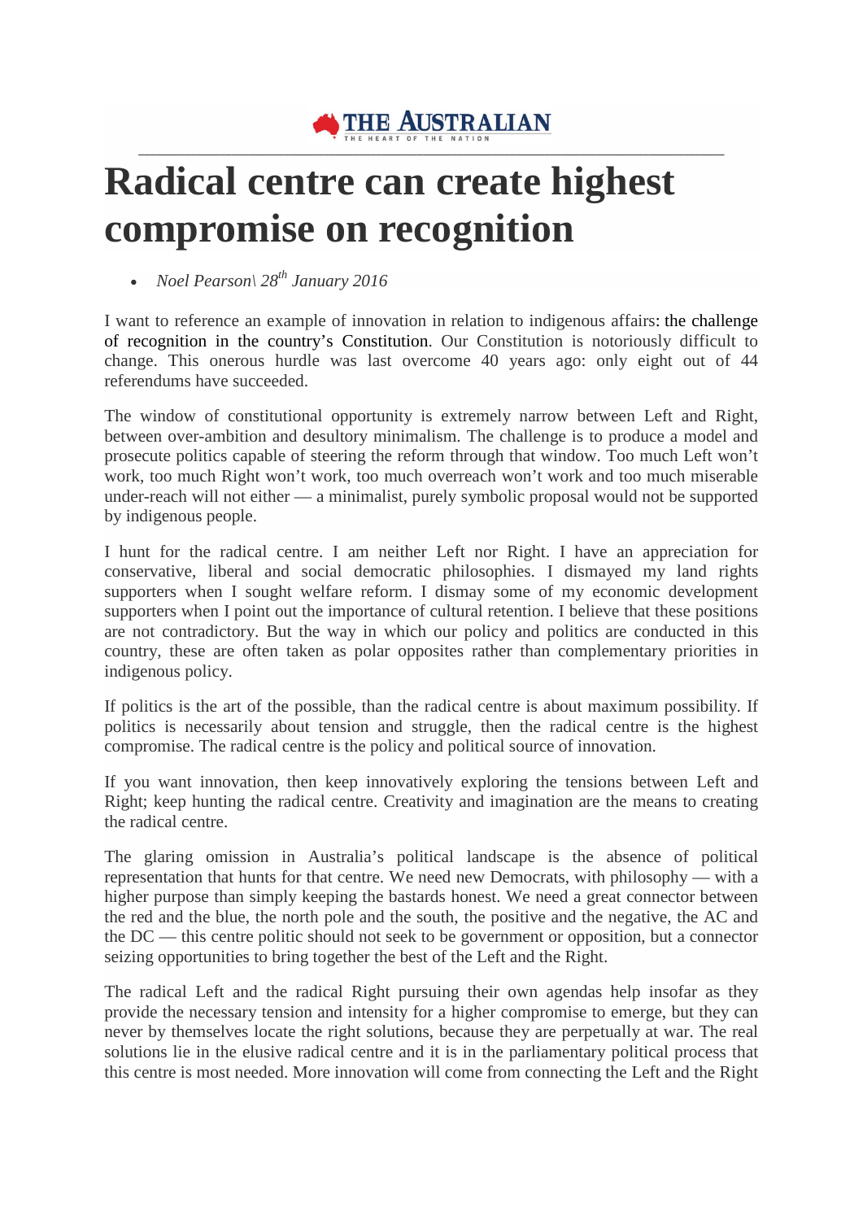THE AUSTRALIAN

THE HEART OF THE NATION

# Radical centre can create highest compromise on recognition

- *Noel Pearson\ 28th January 2016*

I want to reference an example of innovation in relation to indigenous affairs: the challenge of recognition in the country's Constitution. Our Constitution is notoriously difficult to change. This onerous hurdle was last overcome 40 years ago: only eight out of 44 referendums have succeeded.

The window of constitutional opportunity is extremely narrow between Left and Right, between over-ambition and desultory minimalism. The challenge is to produce a model and prosecute politics capable of steering the reform through that window. Too much Left won't work, too much Right won't work, too much overreach won't work and too much miserable under-reach will not either — a minimalist, purely symbolic proposal would not be supported by indigenous people.

I hunt for the radical centre. I am neither Left nor Right. I have an appreciation for conservative, liberal and social democratic philosophies. I dismayed my land rights supporters when I sought welfare reform. I dismay some of my economic development supporters when I point out the importance of cultural retention. I believe that these positions are not contradictory. But the way in which our policy and politics are conducted in this country, these are often taken as polar opposites rather than complementary priorities in indigenous policy.

If politics is the art of the possible, than the radical centre is about maximum possibility. If politics is necessarily about tension and struggle, then the radical centre is the highest compromise. The radical centre is the policy and political source of innovation.

If you want innovation, then keep innovatively exploring the tensions between Left and Right; keep hunting the radical centre. Creativity and imagination are the means to creating the radical centre.

The glaring omission in Australia's political landscape is the absence of political representation that hunts for that centre. We need new Democrats, with philosophy — with a higher purpose than simply keeping the bastards honest. We need a great connector between the red and the blue, the north pole and the south, the positive and the negative, the AC and the DC — this centre politic should not seek to be government or opposition, but a connector seizing opportunities to bring together the best of the Left and the Right.

The radical Left and the radical Right pursuing their own agendas help insofar as they provide the necessary tension and intensity for a higher compromise to emerge, but they can never by themselves locate the right solutions, because they are perpetually at war. The real solutions lie in the elusive radical centre and it is in the parliamentary political process that this centre is most needed. More innovation will come from connecting the Left and the Right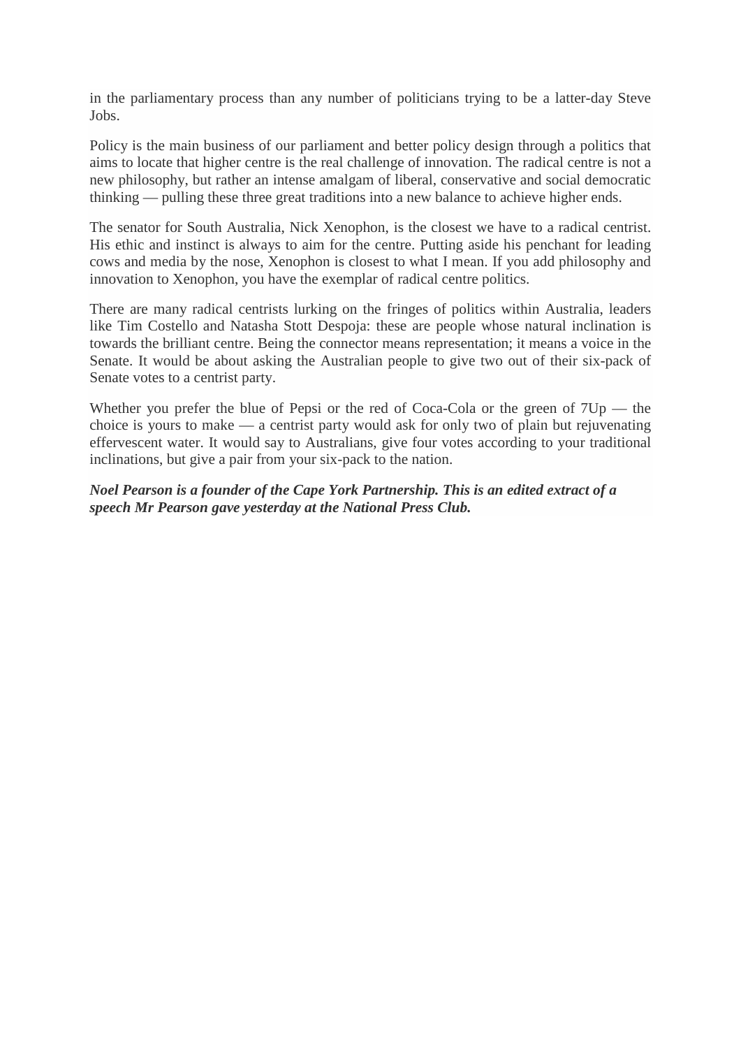in the parliamentary process than any number of politicians trying to be a latter-day Steve Jobs.

Policy is the main business of our parliament and better policy design through a politics that aims to locate that higher centre is the real challenge of innovation. The radical centre is not a new philosophy, but rather an intense amalgam of liberal, conservative and social democratic thinking — pulling these three great traditions into a new balance to achieve higher ends.

The senator for South Australia, Nick Xenophon, is the closest we have to a radical centrist. His ethic and instinct is always to aim for the centre. Putting aside his penchant for leading cows and media by the nose, Xenophon is closest to what I mean. If you add philosophy and innovation to Xenophon, you have the exemplar of radical centre politics.

There are many radical centrists lurking on the fringes of politics within Australia, leaders like Tim Costello and Natasha Stott Despoja: these are people whose natural inclination is towards the brilliant centre. Being the connector means representation; it means a voice in the Senate. It would be about asking the Australian people to give two out of their six-pack of Senate votes to a centrist party.

Whether you prefer the blue of Pepsi or the red of Coca-Cola or the green of 7Up — the choice is yours to make — a centrist party would ask for only two of plain but rejuvenating effervescent water. It would say to Australians, give four votes according to your traditional inclinations, but give a pair from your six-pack to the nation.

***Noel Pearson is a founder of the Cape York Partnership. This is an edited extract of a speech Mr Pearson gave yesterday at the National Press Club.***